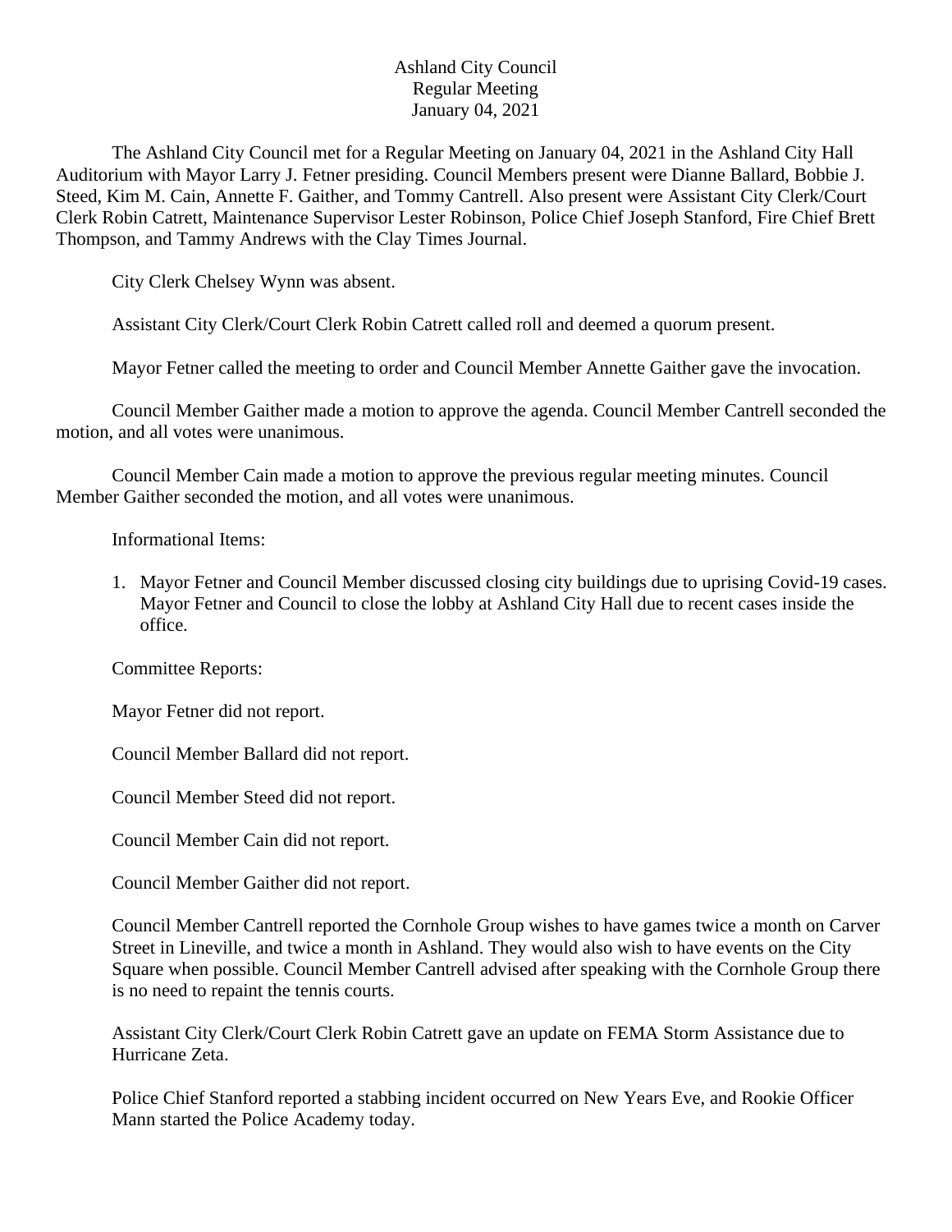Ashland City Council
Regular Meeting
January 04, 2021

The Ashland City Council met for a Regular Meeting on January 04, 2021 in the Ashland City Hall Auditorium with Mayor Larry J. Fetner presiding. Council Members present were Dianne Ballard, Bobbie J. Steed, Kim M. Cain, Annette F. Gaither, and Tommy Cantrell. Also present were Assistant City Clerk/Court Clerk Robin Catrett, Maintenance Supervisor Lester Robinson, Police Chief Joseph Stanford, Fire Chief Brett Thompson, and Tammy Andrews with the Clay Times Journal.

City Clerk Chelsey Wynn was absent.

Assistant City Clerk/Court Clerk Robin Catrett called roll and deemed a quorum present.

Mayor Fetner called the meeting to order and Council Member Annette Gaither gave the invocation.

Council Member Gaither made a motion to approve the agenda. Council Member Cantrell seconded the motion, and all votes were unanimous.

Council Member Cain made a motion to approve the previous regular meeting minutes. Council Member Gaither seconded the motion, and all votes were unanimous.

Informational Items:

1. Mayor Fetner and Council Member discussed closing city buildings due to uprising Covid-19 cases. Mayor Fetner and Council to close the lobby at Ashland City Hall due to recent cases inside the office.

Committee Reports:

Mayor Fetner did not report.

Council Member Ballard did not report.

Council Member Steed did not report.

Council Member Cain did not report.

Council Member Gaither did not report.

Council Member Cantrell reported the Cornhole Group wishes to have games twice a month on Carver Street in Lineville, and twice a month in Ashland. They would also wish to have events on the City Square when possible. Council Member Cantrell advised after speaking with the Cornhole Group there is no need to repaint the tennis courts.

Assistant City Clerk/Court Clerk Robin Catrett gave an update on FEMA Storm Assistance due to Hurricane Zeta.

Police Chief Stanford reported a stabbing incident occurred on New Years Eve, and Rookie Officer Mann started the Police Academy today.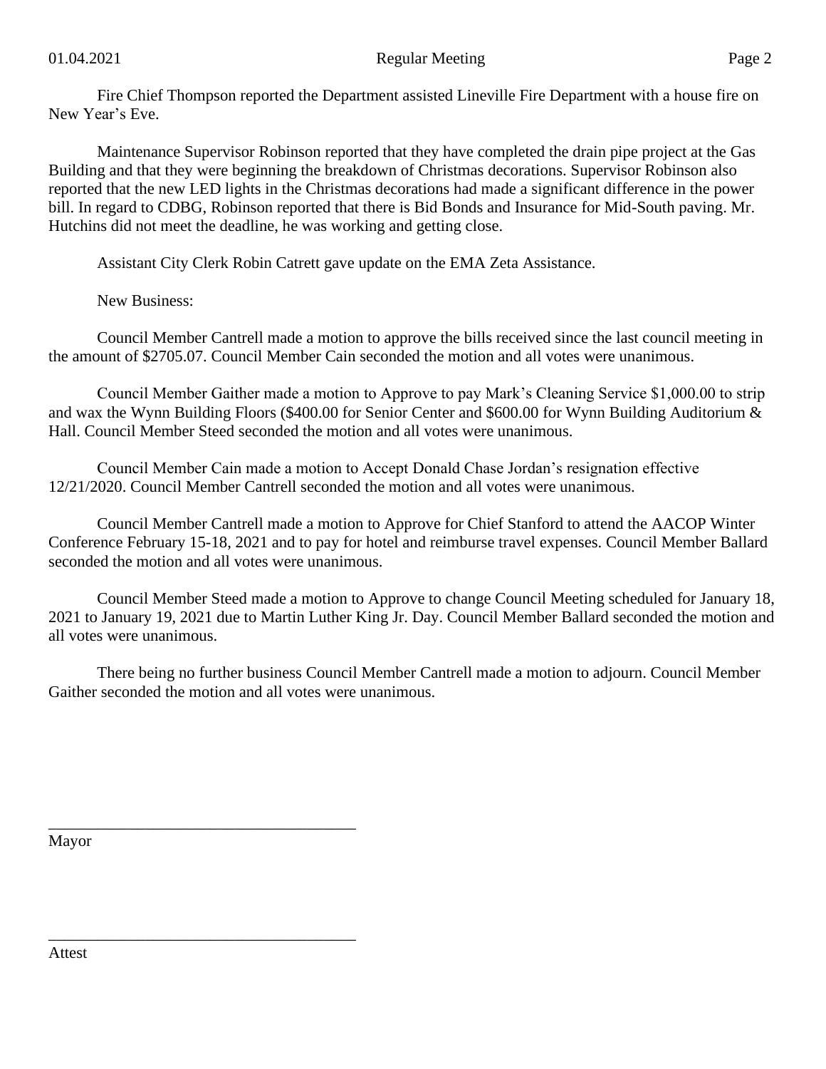Fire Chief Thompson reported the Department assisted Lineville Fire Department with a house fire on New Year's Eve.

Maintenance Supervisor Robinson reported that they have completed the drain pipe project at the Gas Building and that they were beginning the breakdown of Christmas decorations. Supervisor Robinson also reported that the new LED lights in the Christmas decorations had made a significant difference in the power bill. In regard to CDBG, Robinson reported that there is Bid Bonds and Insurance for Mid-South paving. Mr. Hutchins did not meet the deadline, he was working and getting close.

Assistant City Clerk Robin Catrett gave update on the EMA Zeta Assistance.

New Business:

Council Member Cantrell made a motion to approve the bills received since the last council meeting in the amount of $2705.07. Council Member Cain seconded the motion and all votes were unanimous.

Council Member Gaither made a motion to Approve to pay Mark's Cleaning Service $1,000.00 to strip and wax the Wynn Building Floors ($400.00 for Senior Center and $600.00 for Wynn Building Auditorium & Hall. Council Member Steed seconded the motion and all votes were unanimous.

Council Member Cain made a motion to Accept Donald Chase Jordan's resignation effective 12/21/2020. Council Member Cantrell seconded the motion and all votes were unanimous.

Council Member Cantrell made a motion to Approve for Chief Stanford to attend the AACOP Winter Conference February 15-18, 2021 and to pay for hotel and reimburse travel expenses. Council Member Ballard seconded the motion and all votes were unanimous.

Council Member Steed made a motion to Approve to change Council Meeting scheduled for January 18, 2021 to January 19, 2021 due to Martin Luther King Jr. Day. Council Member Ballard seconded the motion and all votes were unanimous.

There being no further business Council Member Cantrell made a motion to adjourn. Council Member Gaither seconded the motion and all votes were unanimous.

\_\_\_\_\_\_\_\_\_\_\_\_\_\_\_\_\_\_\_\_\_\_\_\_\_\_\_\_\_\_\_\_\_\_\_\_\_\_

Mayor

\_\_\_\_\_\_\_\_\_\_\_\_\_\_\_\_\_\_\_\_\_\_\_\_\_\_\_\_\_\_\_\_\_\_\_\_\_\_

Attest